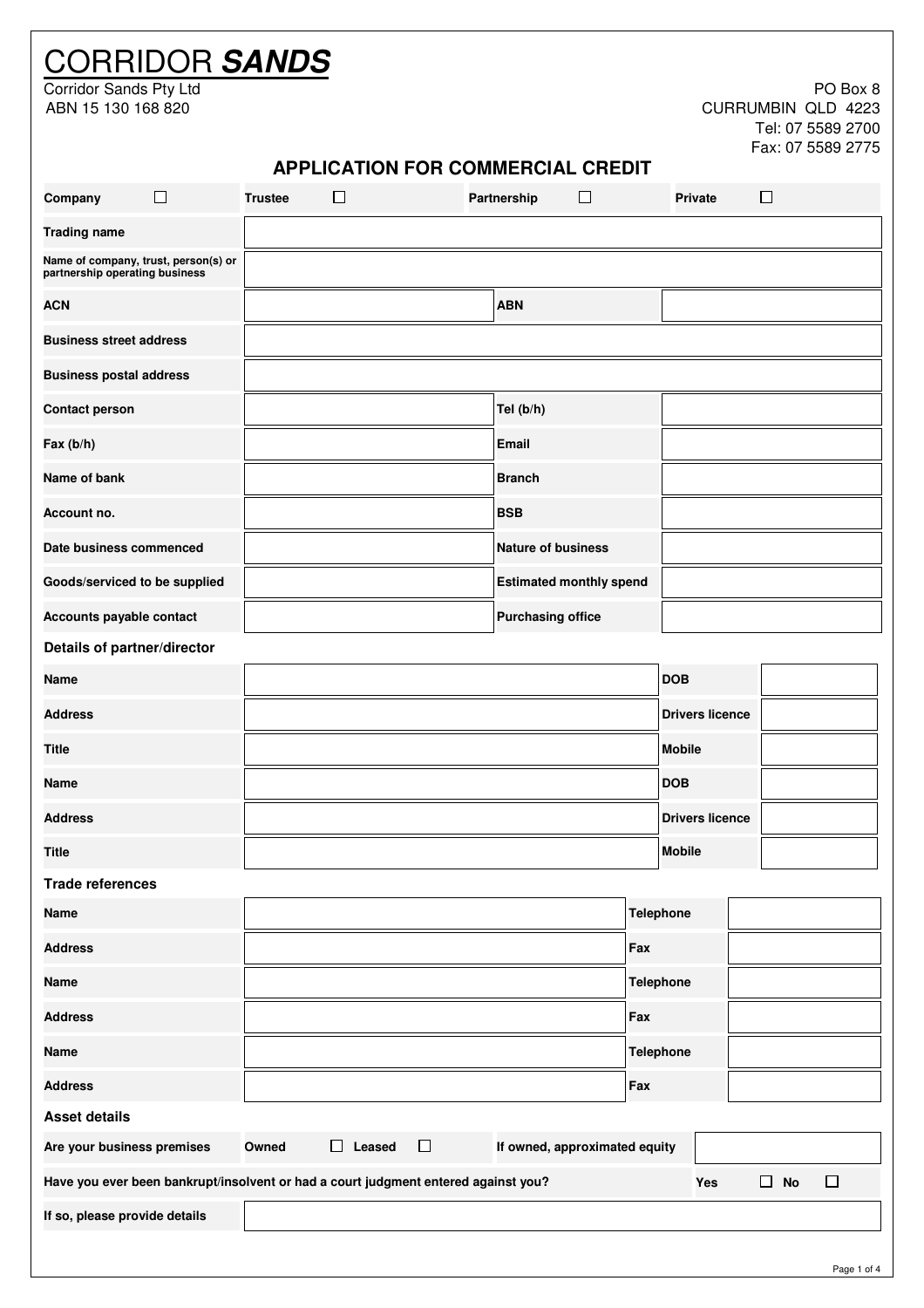# CORRIDOR ***SANDS***

Corridor Sands Pty Ltd
ABN 15 130 168 820

PO Box 8
CURRUMBIN QLD 4223
Tel: 07 5589 2700
Fax: 07 5589 2775

## APPLICATION FOR COMMERCIAL CREDIT

| Company ☐ | Trustee ☐ | Partnership ☐ | Private ☐ |
|---|---|---|---|

| | | | |
|---|---|---|---|
| **Trading name** | | | |
| **Name of company, trust, person(s) or partnership operating business** | | | |
| **ACN** | | **ABN** | |
| **Business street address** | | | |
| **Business postal address** | | | |
| **Contact person** | | **Tel (b/h)** | |
| **Fax (b/h)** | | **Email** | |
| **Name of bank** | | **Branch** | |
| **Account no.** | | **BSB** | |
| **Date business commenced** | | **Nature of business** | |
| **Goods/serviced to be supplied** | | **Estimated monthly spend** | |
| **Accounts payable contact** | | **Purchasing office** | |

### Details of partner/director

| | | | |
|---|---|---|---|
| **Name** | | **DOB** | |
| **Address** | | **Drivers licence** | |
| **Title** | | **Mobile** | |
| **Name** | | **DOB** | |
| **Address** | | **Drivers licence** | |
| **Title** | | **Mobile** | |

### Trade references

| | | | |
|---|---|---|---|
| **Name** | | **Telephone** | |
| **Address** | | **Fax** | |
| **Name** | | **Telephone** | |
| **Address** | | **Fax** | |
| **Name** | | **Telephone** | |
| **Address** | | **Fax** | |

### Asset details

| | | | |
|---|---|---|---|
| **Are your business premises** | **Owned** ☐ **Leased** ☐ | **If owned, approximated equity** | |

**Have you ever been bankrupt/insolvent or had a court judgment entered against you?** **Yes** ☐ **No** ☐

| | |
|---|---|
| **If so, please provide details** | |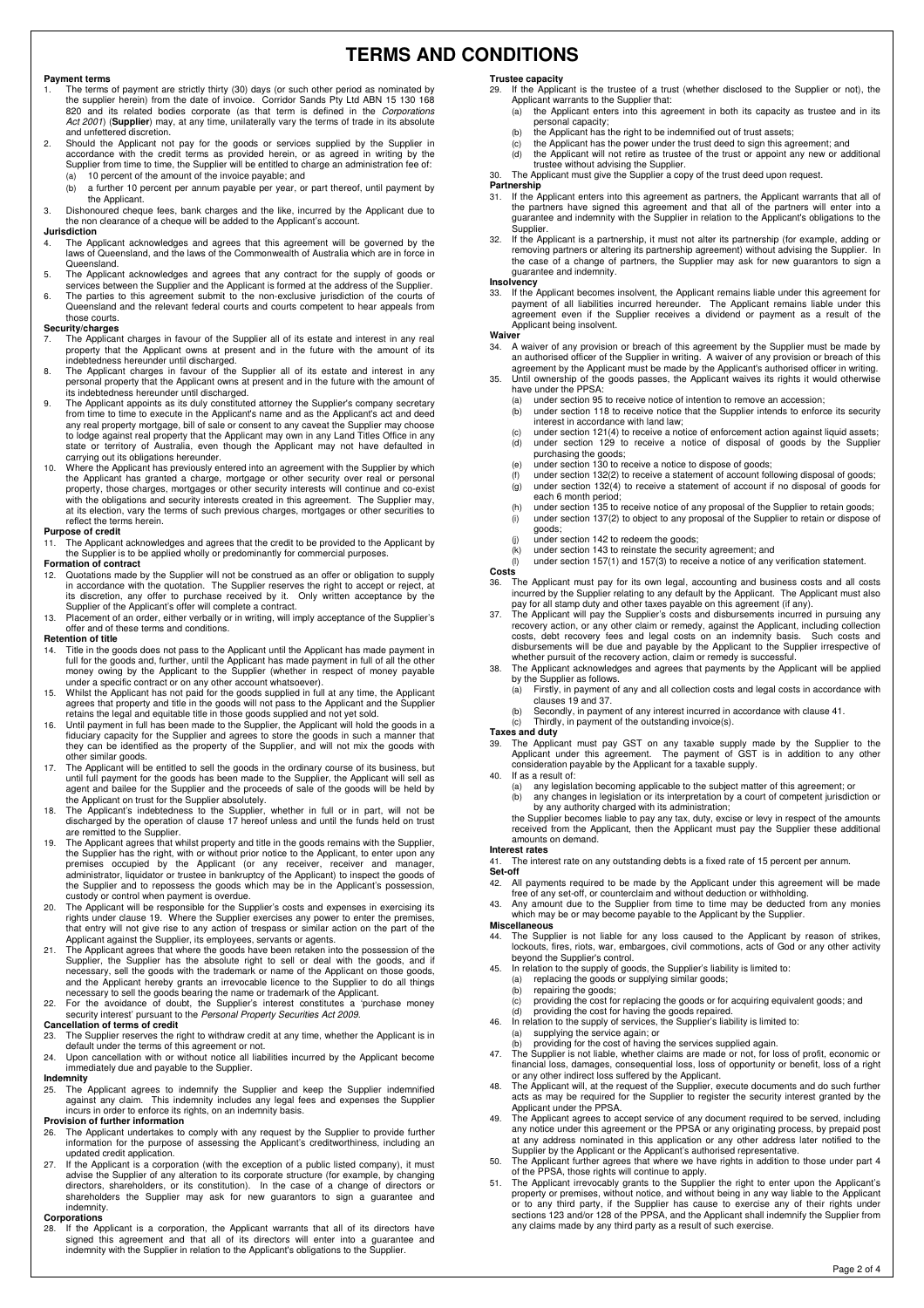# TERMS AND CONDITIONS

**Payment terms**

1. The terms of payment are strictly thirty (30) days (or such other period as nominated by the supplier herein) from the date of invoice. Corridor Sands Pty Ltd ABN 15 130 168 820 and its related bodies corporate (as that term is defined in the *Corporations Act 2001*) (**Supplier**) may, at any time, unilaterally vary the terms of trade in its absolute and unfettered discretion.
2. Should the Applicant not pay for the goods or services supplied by the Supplier in accordance with the credit terms as provided herein, or as agreed in writing by the Supplier from time to time, the Supplier will be entitled to charge an administration fee of:
   (a) 10 percent of the amount of the invoice payable; and
   (b) a further 10 percent per annum payable per year, or part thereof, until payment by the Applicant.
3. Dishonoured cheque fees, bank charges and the like, incurred by the Applicant due to the non clearance of a cheque will be added to the Applicant's account.

**Jurisdiction**

4. The Applicant acknowledges and agrees that this agreement will be governed by the laws of Queensland, and the laws of the Commonwealth of Australia which are in force in Queensland.
5. The Applicant acknowledges and agrees that any contract for the supply of goods or services between the Supplier and the Applicant is formed at the address of the Supplier.
6. The parties to this agreement submit to the non-exclusive jurisdiction of the courts of Queensland and the relevant federal courts and courts competent to hear appeals from those courts.

**Security/charges**

7. The Applicant charges in favour of the Supplier all of its estate and interest in any real property that the Applicant owns at present and in the future with the amount of its indebtedness hereunder until discharged.
8. The Applicant charges in favour of the Supplier all of its estate and interest in any personal property that the Applicant owns at present and in the future with the amount of its indebtedness hereunder until discharged.
9. The Applicant appoints as its duly constituted attorney the Supplier's company secretary from time to time to execute in the Applicant's name and as the Applicant's act and deed any real property mortgage, bill of sale or consent to any caveat the Supplier may choose to lodge against real property that the Applicant may own in any Land Titles Office in any state or territory of Australia, even though the Applicant may not have defaulted in carrying out its obligations hereunder.
10. Where the Applicant has previously entered into an agreement with the Supplier by which the Applicant has granted a charge, mortgage or other security over real or personal property, those charges, mortgages or other security interests will continue and co-exist with the obligations and security interests created in this agreement. The Supplier may, at its election, vary the terms of such previous charges, mortgages or other securities to reflect the terms herein.

**Purpose of credit**

11. The Applicant acknowledges and agrees that the credit to be provided to the Applicant by the Supplier is to be applied wholly or predominantly for commercial purposes.

**Formation of contract**

12. Quotations made by the Supplier will not be construed as an offer or obligation to supply in accordance with the quotation. The Supplier reserves the right to accept or reject, at its discretion, any offer to purchase received by it. Only written acceptance by the Supplier of the Applicant's offer will complete a contract.
13. Placement of an order, either verbally or in writing, will imply acceptance of the Supplier's offer and of these terms and conditions.

**Retention of title**

14. Title in the goods does not pass to the Applicant until the Applicant has made payment in full for the goods and, further, until the Applicant has made payment in full of all the other money owing by the Applicant to the Supplier (whether in respect of money payable under a specific contract or on any other account whatsoever).
15. Whilst the Applicant has not paid for the goods supplied in full at any time, the Applicant agrees that property and title in the goods will not pass to the Applicant and the Supplier retains the legal and equitable title in those goods supplied and not yet sold.
16. Until payment in full has been made to the Supplier, the Applicant will hold the goods in a fiduciary capacity for the Supplier and agrees to store the goods in such a manner that they can be identified as the property of the Supplier, and will not mix the goods with other similar goods.
17. The Applicant will be entitled to sell the goods in the ordinary course of its business, but until full payment for the goods has been made to the Supplier, the Applicant will sell as agent and bailee for the Supplier and the proceeds of sale of the goods will be held by the Applicant on trust for the Supplier absolutely.
18. The Applicant's indebtedness to the Supplier, whether in full or in part, will not be discharged by the operation of clause 17 hereof unless and until the funds held on trust are remitted to the Supplier.
19. The Applicant agrees that whilst property and title in the goods remains with the Supplier, the Supplier has the right, with or without prior notice to the Applicant, to enter upon any premises occupied by the Applicant (or any receiver, receiver and manager, administrator, liquidator or trustee in bankruptcy of the Applicant) to inspect the goods of the Supplier and to repossess the goods which may be in the Applicant's possession, custody or control when payment is overdue.
20. The Applicant will be responsible for the Supplier's costs and expenses in exercising its rights under clause 19. Where the Supplier exercises any power to enter the premises, that entry will not give rise to any action of trespass or similar action on the part of the Applicant against the Supplier, its employees, servants or agents.
21. The Applicant agrees that where the goods have been retaken into the possession of the Supplier, the Supplier has the absolute right to sell or deal with the goods, and if necessary, sell the goods with the trademark or name of the Applicant on those goods, and the Applicant hereby grants an irrevocable licence to the Supplier to do all things necessary to sell the goods bearing the name or trademark of the Applicant.
22. For the avoidance of doubt, the Supplier's interest constitutes a 'purchase money security interest' pursuant to the *Personal Property Securities Act 2009*.

**Cancellation of terms of credit**

23. The Supplier reserves the right to withdraw credit at any time, whether the Applicant is in default under the terms of this agreement or not.
24. Upon cancellation with or without notice all liabilities incurred by the Applicant become immediately due and payable to the Supplier.

**Indemnity**

25. The Applicant agrees to indemnify the Supplier and keep the Supplier indemnified against any claim. This indemnity includes any legal fees and expenses the Supplier incurs in order to enforce its rights, on an indemnity basis.

**Provision of further information**

26. The Applicant undertakes to comply with any request by the Supplier to provide further information for the purpose of assessing the Applicant's creditworthiness, including an updated credit application.
27. If the Applicant is a corporation (with the exception of a public listed company), it must advise the Supplier of any alteration to its corporate structure (for example, by changing directors, shareholders, or its constitution). In the case of a change of directors or shareholders the Supplier may ask for new guarantors to sign a guarantee and indemnity.

**Corporations**

28. If the Applicant is a corporation, the Applicant warrants that all of its directors have signed this agreement and that all of its directors will enter into a guarantee and indemnity with the Supplier in relation to the Applicant's obligations to the Supplier.

**Trustee capacity**

29. If the Applicant is the trustee of a trust (whether disclosed to the Supplier or not), the Applicant warrants to the Supplier that:
   (a) the Applicant enters into this agreement in both its capacity as trustee and in its personal capacity;
   (b) the Applicant has the right to be indemnified out of trust assets;
   (c) the Applicant has the power under the trust deed to sign this agreement; and
   (d) the Applicant will not retire as trustee of the trust or appoint any new or additional trustee without advising the Supplier.
30. The Applicant must give the Supplier a copy of the trust deed upon request.

**Partnership**

31. If the Applicant enters into this agreement as partners, the Applicant warrants that all of the partners have signed this agreement and that all of the partners will enter into a guarantee and indemnity with the Supplier in relation to the Applicant's obligations to the Supplier.
32. If the Applicant is a partnership, it must not alter its partnership (for example, adding or removing partners or altering its partnership agreement) without advising the Supplier. In the case of a change of partners, the Supplier may ask for new guarantors to sign a guarantee and indemnity.

**Insolvency**

33. If the Applicant becomes insolvent, the Applicant remains liable under this agreement for payment of all liabilities incurred hereunder. The Applicant remains liable under this agreement even if the Supplier receives a dividend or payment as a result of the Applicant being insolvent.

**Waiver**

34. A waiver of any provision or breach of this agreement by the Supplier must be made by an authorised officer of the Supplier in writing. A waiver of any provision or breach of this agreement by the Applicant must be made by the Applicant's authorised officer in writing.
35. Until ownership of the goods passes, the Applicant waives its rights it would otherwise have under the PPSA:
   (a) under section 95 to receive notice of intention to remove an accession;
   (b) under section 118 to receive notice that the Supplier intends to enforce its security interest in accordance with land law;
   (c) under section 121(4) to receive a notice of enforcement action against liquid assets;
   (d) under section 129 to receive a notice of disposal of goods by the Supplier purchasing the goods;
   (e) under section 130 to receive a notice to dispose of goods;
   (f) under section 132(2) to receive a statement of account following disposal of goods;
   (g) under section 132(4) to receive a statement of account if no disposal of goods for each 6 month period;
   (h) under section 135 to receive notice of any proposal of the Supplier to retain goods;
   (i) under section 137(2) to object to any proposal of the Supplier to retain or dispose of goods;
   (j) under section 142 to redeem the goods;
   (k) under section 143 to reinstate the security agreement; and
   (l) under section 157(1) and 157(3) to receive a notice of any verification statement.

**Costs**

36. The Applicant must pay for its own legal, accounting and business costs and all costs incurred by the Supplier relating to any default by the Applicant. The Applicant must also pay for all stamp duty and other taxes payable on this agreement (if any).
37. The Applicant will pay the Supplier's costs and disbursements incurred in pursuing any recovery action, or any other claim or remedy, against the Applicant, including collection costs, debt recovery fees and legal costs on an indemnity basis. Such costs and disbursements will be due and payable by the Applicant to the Supplier irrespective of whether pursuit of the recovery action, claim or remedy is successful.
38. The Applicant acknowledges and agrees that payments by the Applicant will be applied by the Supplier as follows.
   (a) Firstly, in payment of any and all collection costs and legal costs in accordance with clauses 19 and 37.
   (b) Secondly, in payment of any interest incurred in accordance with clause 41.
   (c) Thirdly, in payment of the outstanding invoice(s).

**Taxes and duty**

39. The Applicant must pay GST on any taxable supply made by the Supplier to the Applicant under this agreement. The payment of GST is in addition to any other consideration payable by the Applicant for a taxable supply.
40. If as a result of:
   (a) any legislation becoming applicable to the subject matter of this agreement; or
   (b) any changes in legislation or its interpretation by a court of competent jurisdiction or by any authority charged with its administration;

   the Supplier becomes liable to pay any tax, duty, excise or levy in respect of the amounts received from the Applicant, then the Applicant must pay the Supplier these additional amounts on demand.

**Interest rates**

41. The interest rate on any outstanding debts is a fixed rate of 15 percent per annum.

**Set-off**

42. All payments required to be made by the Applicant under this agreement will be made free of any set-off, or counterclaim and without deduction or withholding.
43. Any amount due to the Supplier from time to time may be deducted from any monies which may be or may become payable to the Applicant by the Supplier.

**Miscellaneous**

44. The Supplier is not liable for any loss caused to the Applicant by reason of strikes, lockouts, fires, riots, war, embargoes, civil commotions, acts of God or any other activity beyond the Supplier's control.
45. In relation to the supply of goods, the Supplier's liability is limited to:
   (a) replacing the goods or supplying similar goods;
   (b) repairing the goods;
   (c) providing the cost for replacing the goods or for acquiring equivalent goods; and
   (d) providing the cost for having the goods repaired.
46. In relation to the supply of services, the Supplier's liability is limited to:
   (a) supplying the service again; or
   (b) providing for the cost of having the services supplied again.
47. The Supplier is not liable, whether claims are made or not, for loss of profit, economic or financial loss, damages, consequential loss, loss of opportunity or benefit, loss of a right or any other indirect loss suffered by the Applicant.
48. The Applicant will, at the request of the Supplier, execute documents and do such further acts as may be required for the Supplier to register the security interest granted by the Applicant under the PPSA.
49. The Applicant agrees to accept service of any document required to be served, including any notice under this agreement or the PPSA or any originating process, by prepaid post at any address nominated in this application or any other address later notified to the Supplier by the Applicant or the Applicant's authorised representative.
50. The Applicant further agrees that where we have rights in addition to those under part 4 of the PPSA, those rights will continue to apply.
51. The Applicant irrevocably grants to the Supplier the right to enter upon the Applicant's property or premises, without notice, and without being in any way liable to the Applicant or to any third party, if the Supplier has cause to exercise any of their rights under sections 123 and/or 128 of the PPSA, and the Applicant shall indemnify the Supplier from any claims made by any third party as a result of such exercise.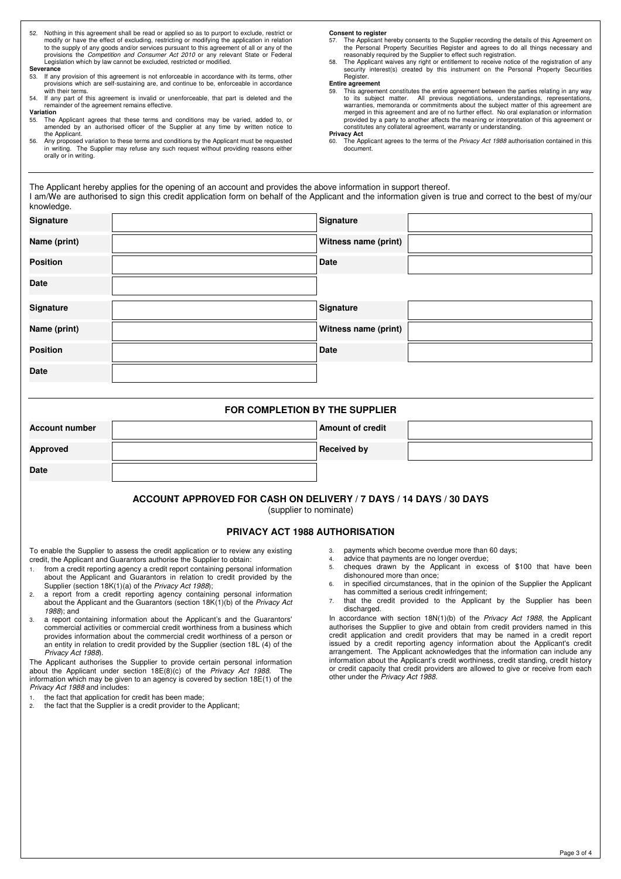52. Nothing in this agreement shall be read or applied so as to purport to exclude, restrict or modify or have the effect of excluding, restricting or modifying the application in relation to the supply of any goods and/or services pursuant to this agreement of all or any of the provisions the *Competition and Consumer Act 2010* or any relevant State or Federal Legislation which by law cannot be excluded, restricted or modified.

**Severance**

53. If any provision of this agreement is not enforceable in accordance with its terms, other provisions which are self-sustaining are, and continue to be, enforceable in accordance with their terms.
54. If any part of this agreement is invalid or unenforceable, that part is deleted and the remainder of the agreement remains effective.

**Variation**

55. The Applicant agrees that these terms and conditions may be varied, added to, or amended by an authorised officer of the Supplier at any time by written notice to the Applicant.
56. Any proposed variation to these terms and conditions by the Applicant must be requested in writing. The Supplier may refuse any such request without providing reasons either orally or in writing.

**Consent to register**

57. The Applicant hereby consents to the Supplier recording the details of this Agreement on the Personal Property Securities Register and agrees to do all things necessary and reasonably required by the Supplier to effect such registration.
58. The Applicant waives any right or entitlement to receive notice of the registration of any security interest(s) created by this instrument on the Personal Property Securities Register.

**Entire agreement**

59. This agreement constitutes the entire agreement between the parties relating in any way to its subject matter. All previous negotiations, understandings, representations, warranties, memoranda or commitments about the subject matter of this agreement are merged in this agreement and are of no further effect. No oral explanation or information provided by a party to another affects the meaning or interpretation of this agreement or constitutes any collateral agreement, warranty or understanding.

**Privacy Act**

60. The Applicant agrees to the terms of the *Privacy Act 1988* authorisation contained in this document.

---

The Applicant hereby applies for the opening of an account and provides the above information in support thereof.

I am/We are authorised to sign this credit application form on behalf of the Applicant and the information given is true and correct to the best of my/our knowledge.

| | | | |
|---|---|---|---|
| **Signature** | | **Signature** | |
| **Name (print)** | | **Witness name (print)** | |
| **Position** | | **Date** | |
| **Date** | | | |
| **Signature** | | **Signature** | |
| **Name (print)** | | **Witness name (print)** | |
| **Position** | | **Date** | |
| **Date** | | | |

## FOR COMPLETION BY THE SUPPLIER

| | | | |
|---|---|---|---|
| **Account number** | | **Amount of credit** | |
| **Approved** | | **Received by** | |
| **Date** | | | |

### ACCOUNT APPROVED FOR CASH ON DELIVERY / 7 DAYS / 14 DAYS / 30 DAYS

(supplier to nominate)

## PRIVACY ACT 1988 AUTHORISATION

To enable the Supplier to assess the credit application or to review any existing credit, the Applicant and Guarantors authorise the Supplier to obtain:

1. from a credit reporting agency a credit report containing personal information about the Applicant and Guarantors in relation to credit provided by the Supplier (section 18K(1)(a) of the *Privacy Act 1988*);
2. a report from a credit reporting agency containing personal information about the Applicant and the Guarantors (section 18K(1)(b) of the *Privacy Act 1988*); and
3. a report containing information about the Applicant's and the Guarantors' commercial activities or commercial credit worthiness from a business which provides information about the commercial credit worthiness of a person or an entity in relation to credit provided by the Supplier (section 18L (4) of the *Privacy Act 1988*).

The Applicant authorises the Supplier to provide certain personal information about the Applicant under section 18E(8)(c) of the *Privacy Act 1988*. The information which may be given to an agency is covered by section 18E(1) of the *Privacy Act 1988* and includes:

1. the fact that application for credit has been made;
2. the fact that the Supplier is a credit provider to the Applicant;
3. payments which become overdue more than 60 days;
4. advice that payments are no longer overdue;
5. cheques drawn by the Applicant in excess of $100 that have been dishonoured more than once;
6. in specified circumstances, that in the opinion of the Supplier the Applicant has committed a serious credit infringement;
7. that the credit provided to the Applicant by the Supplier has been discharged.

In accordance with section 18N(1)(b) of the *Privacy Act 1988*, the Applicant authorises the Supplier to give and obtain from credit providers named in this credit application and credit providers that may be named in a credit report issued by a credit reporting agency information about the Applicant's credit arrangement. The Applicant acknowledges that the information can include any information about the Applicant's credit worthiness, credit standing, credit history or credit capacity that credit providers are allowed to give or receive from each other under the *Privacy Act 1988*.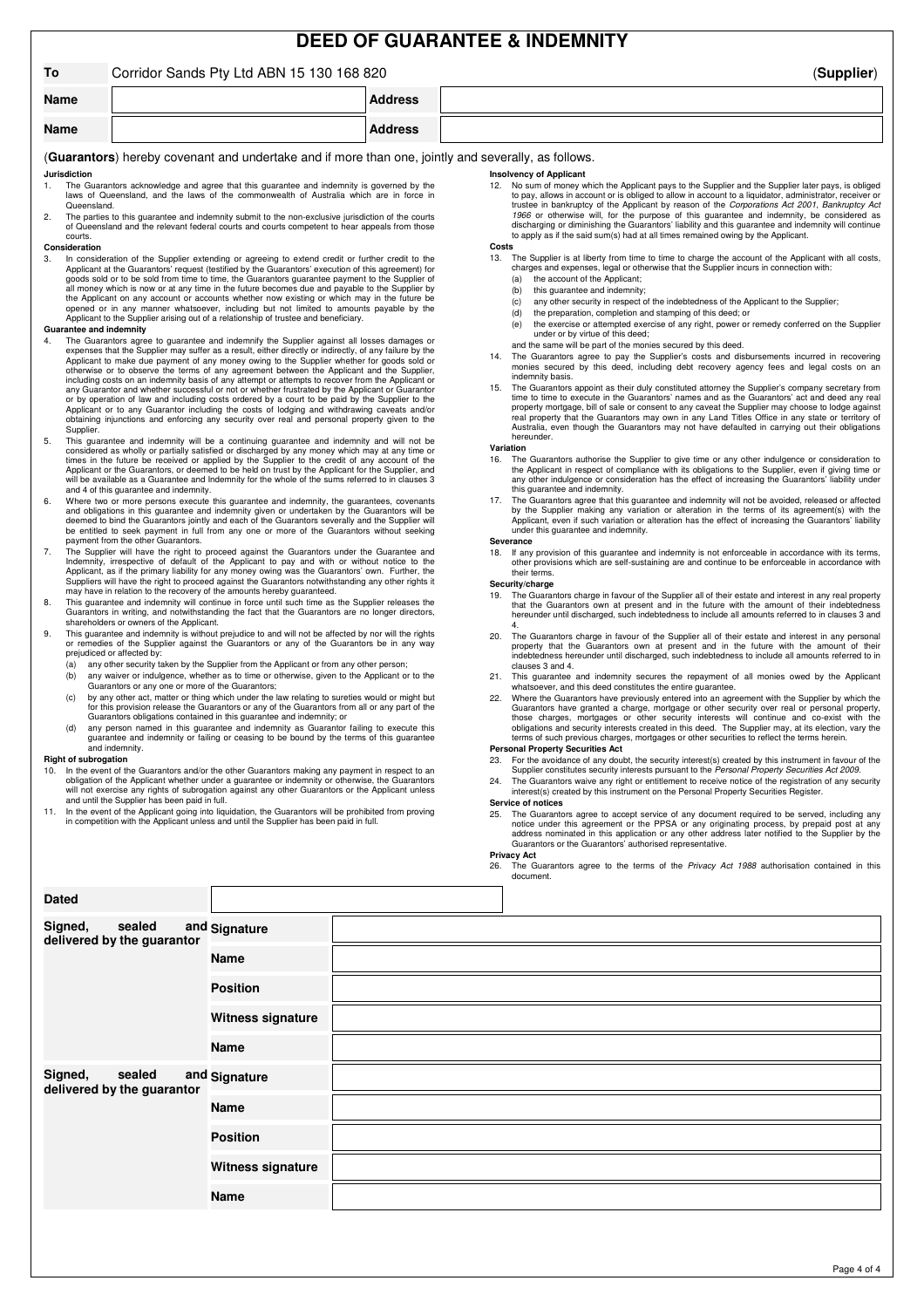# DEED OF GUARANTEE & INDEMNITY

| | | | |
|---|---|---|---|
| **To** | Corridor Sands Pty Ltd ABN 15 130 168 820 | | (**Supplier**) |
| **Name** | | **Address** | |
| **Name** | | **Address** | |

(**Guarantors**) hereby covenant and undertake and if more than one, jointly and severally, as follows.

**Jurisdiction**

1. The Guarantors acknowledge and agree that this guarantee and indemnity is governed by the laws of Queensland, and the laws of the commonwealth of Australia which are in force in Queensland.
2. The parties to this guarantee and indemnity submit to the non-exclusive jurisdiction of the courts of Queensland and the relevant federal courts and courts competent to hear appeals from those courts.

**Consideration**

3. In consideration of the Supplier extending or agreeing to extend credit or further credit to the Applicant at the Guarantors' request (testified by the Guarantors' execution of this agreement) for goods sold or to be sold from time to time, the Guarantors guarantee payment to the Supplier of all money which is now or at any time in the future becomes due and payable to the Supplier by the Applicant on any account or accounts whether now existing or which may in the future be opened or in any manner whatsoever, including but not limited to amounts payable by the Applicant to the Supplier arising out of a relationship of trustee and beneficiary.

**Guarantee and indemnity**

4. The Guarantors agree to guarantee and indemnify the Supplier against all losses damages or expenses that the Supplier may suffer as a result, either directly or indirectly, of any failure by the Applicant to make due payment of any money owing to the Supplier whether for goods sold or otherwise or to observe the terms of any agreement between the Applicant and the Supplier, including costs on an indemnity basis of any attempt or attempts to recover from the Applicant or any Guarantor and whether successful or not or whether frustrated by the Applicant or Guarantor or by operation of law and including costs ordered by a court to be paid by the Supplier to the Applicant or to any Guarantor including the costs of lodging and withdrawing caveats and/or obtaining injunctions and enforcing any security over real and personal property given to the Supplier.
5. This guarantee and indemnity will be a continuing guarantee and indemnity and will not be considered as wholly or partially satisfied or discharged by any money which may at any time or times in the future be received or applied by the Supplier to the credit of any account of the Applicant or the Guarantors, or deemed to be held on trust by the Applicant for the Supplier, and will be available as a Guarantee and Indemnity for the whole of the sums referred to in clauses 3 and 4 of this guarantee and indemnity.
6. Where two or more persons execute this guarantee and indemnity, the guarantees, covenants and obligations in this guarantee and indemnity given or undertaken by the Guarantors will be deemed to bind the Guarantors jointly and each of the Guarantors severally and the Supplier will be entitled to seek payment in full from any one or more of the Guarantors without seeking payment from the other Guarantors.
7. The Supplier will have the right to proceed against the Guarantors under the Guarantee and Indemnity, irrespective of default of the Applicant to pay and with or without notice to the Applicant, as if the primary liability for any money owing was the Guarantors' own. Further, the Suppliers will have the right to proceed against the Guarantors notwithstanding any other rights it may have in relation to the recovery of the amounts hereby guaranteed.
8. This guarantee and indemnity will continue in force until such time as the Supplier releases the Guarantors in writing, and notwithstanding the fact that the Guarantors are no longer directors, shareholders or owners of the Applicant.
9. This guarantee and indemnity is without prejudice to and will not be affected by nor will the rights or remedies of the Supplier against the Guarantors or any of the Guarantors be in any way prejudiced or affected by:
   (a) any other security taken by the Supplier from the Applicant or from any other person;
   (b) any waiver or indulgence, whether as to time or otherwise, given to the Applicant or to the Guarantors or any one or more of the Guarantors;
   (c) by any other act, matter or thing which under the law relating to sureties would or might but for this provision release the Guarantors or any of the Guarantors from all or any part of the Guarantors obligations contained in this guarantee and indemnity; or
   (d) any person named in this guarantee and indemnity as Guarantor failing to execute this guarantee and indemnity or failing or ceasing to be bound by the terms of this guarantee and indemnity.

**Right of subrogation**

10. In the event of the Guarantors and/or the other Guarantors making any payment in respect to an obligation of the Applicant whether under a guarantee or indemnity or otherwise, the Guarantors will not exercise any rights of subrogation against any other Guarantors or the Applicant unless and until the Supplier has been paid in full.
11. In the event of the Applicant going into liquidation, the Guarantors will be prohibited from proving in competition with the Applicant unless and until the Supplier has been paid in full.

**Insolvency of Applicant**

12. No sum of money which the Applicant pays to the Supplier and the Supplier later pays, is obliged to pay, allows in account or is obliged to allow in account to a liquidator, administrator, receiver or trustee in bankruptcy of the Applicant by reason of the *Corporations Act 2001*, *Bankruptcy Act 1966* or otherwise will, for the purpose of this guarantee and indemnity, be considered as discharging or diminishing the Guarantors' liability and this guarantee and indemnity will continue to apply as if the said sum(s) had at all times remained owing by the Applicant.

**Costs**

13. The Supplier is at liberty from time to time to charge the account of the Applicant with all costs, charges and expenses, legal or otherwise that the Supplier incurs in connection with:
    (a) the account of the Applicant;
    (b) this guarantee and indemnity;
    (c) any other security in respect of the indebtedness of the Applicant to the Supplier;
    (d) the preparation, completion and stamping of this deed; or
    (e) the exercise or attempted exercise of any right, power or remedy conferred on the Supplier under or by virtue of this deed;

    and the same will be part of the monies secured by this deed.
14. The Guarantors agree to pay the Supplier's costs and disbursements incurred in recovering monies secured by this deed, including debt recovery agency fees and legal costs on an indemnity basis.
15. The Guarantors appoint as their duly constituted attorney the Supplier's company secretary from time to time to execute in the Guarantors' names and as the Guarantors' act and deed any real property mortgage, bill of sale or consent to any caveat the Supplier may choose to lodge against real property that the Guarantors may own in any Land Titles Office in any state or territory of Australia, even though the Guarantors may not have defaulted in carrying out their obligations hereunder.

**Variation**

16. The Guarantors authorise the Supplier to give time or any other indulgence or consideration to the Applicant in respect of compliance with its obligations to the Supplier, even if giving time or any other indulgence or consideration has the effect of increasing the Guarantors' liability under this guarantee and indemnity.
17. The Guarantors agree that this guarantee and indemnity will not be avoided, released or affected by the Supplier making any variation or alteration in the terms of its agreement(s) with the Applicant, even if such variation or alteration has the effect of increasing the Guarantors' liability under this guarantee and indemnity.

**Severance**

18. If any provision of this guarantee and indemnity is not enforceable in accordance with its terms, other provisions which are self-sustaining are and continue to be enforceable in accordance with their terms.

**Security/charge**

19. The Guarantors charge in favour of the Supplier all of their estate and interest in any real property that the Guarantors own at present and in the future with the amount of their indebtedness hereunder until discharged, such indebtedness to include all amounts referred to in clauses 3 and 4.
20. The Guarantors charge in favour of the Supplier all of their estate and interest in any personal property that the Guarantors own at present and in the future with the amount of their indebtedness hereunder until discharged, such indebtedness to include all amounts referred to in clauses 3 and 4.
21. This guarantee and indemnity secures the repayment of all monies owed by the Applicant whatsoever, and this deed constitutes the entire guarantee.
22. Where the Guarantors have previously entered into an agreement with the Supplier by which the Guarantors have granted a charge, mortgage or other security over real or personal property, those charges, mortgages or other security interests will continue and co-exist with the obligations and security interests created in this deed. The Supplier may, at its election, vary the terms of such previous charges, mortgages or other securities to reflect the terms herein.

**Personal Property Securities Act**

23. For the avoidance of any doubt, the security interest(s) created by this instrument in favour of the Supplier constitutes security interests pursuant to the *Personal Property Securities Act 2009*.
24. The Guarantors waive any right or entitlement to receive notice of the registration of any security interest(s) created by this instrument on the Personal Property Securities Register.

**Service of notices**

25. The Guarantors agree to accept service of any document required to be served, including any notice under this agreement or the PPSA or any originating process, by prepaid post at any address nominated in this application or any other address later notified to the Supplier by the Guarantors or the Guarantors' authorised representative.

**Privacy Act**

26. The Guarantors agree to the terms of the *Privacy Act 1988* authorisation contained in this document.

| | | |
|---|---|---|
| **Dated** | | |
| **Signed, sealed and delivered by the guarantor** | **Signature** | |
| | **Name** | |
| | **Position** | |
| | **Witness signature** | |
| | **Name** | |
| **Signed, sealed and delivered by the guarantor** | **Signature** | |
| | **Name** | |
| | **Position** | |
| | **Witness signature** | |
| | **Name** | |